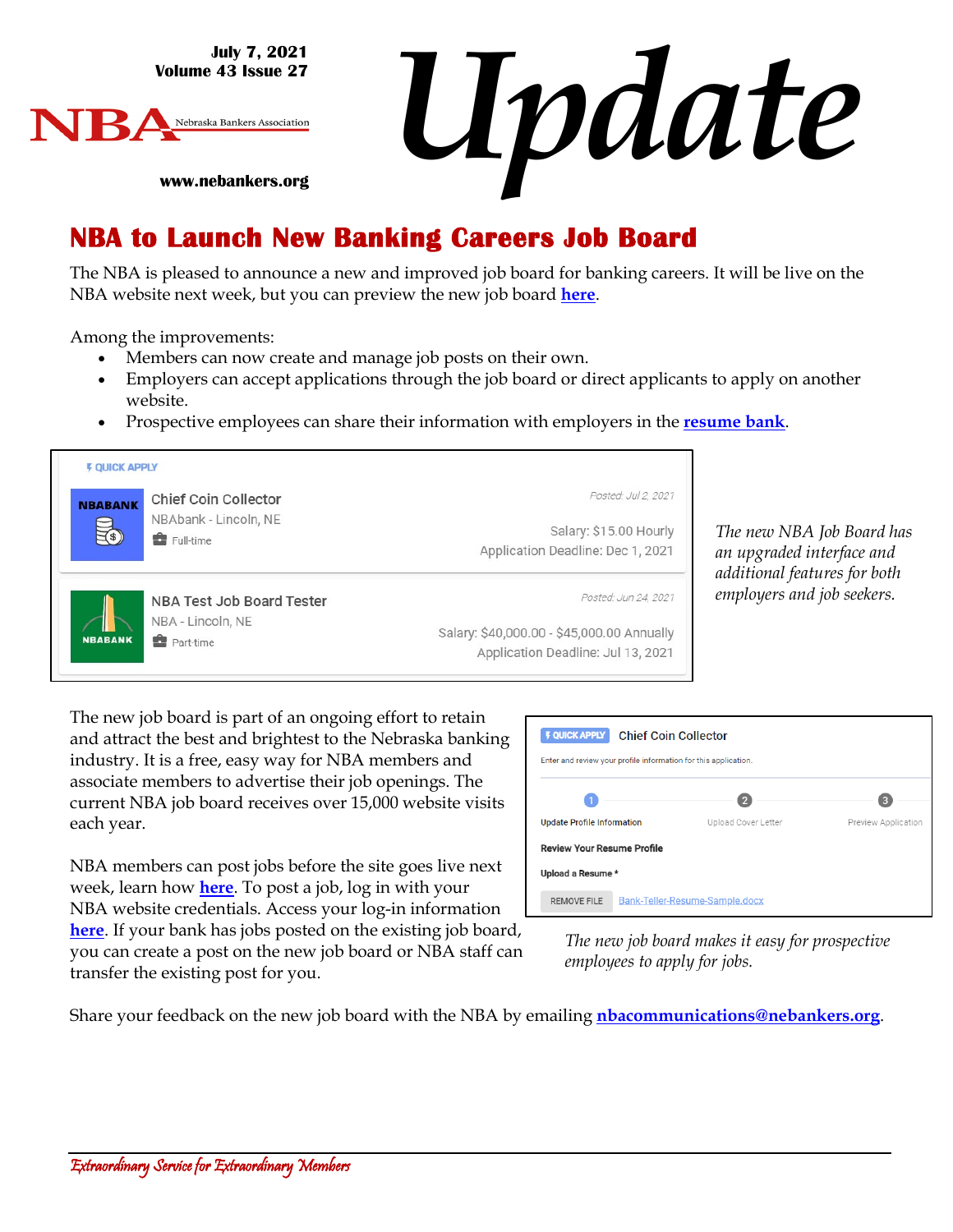July 7, 2021
Volume 43 Issue 27

NBA Nebraska Bankers Association

www.nebankers.org

# Update

## NBA to Launch New Banking Careers Job Board

The NBA is pleased to announce a new and improved job board for banking careers. It will be live on the NBA website next week, but you can preview the new job board **here**.

Among the improvements:

- Members can now create and manage job posts on their own.
- Employers can accept applications through the job board or direct applicants to apply on another website.
- Prospective employees can share their information with employers in the **resume bank**.

*The new NBA Job Board has an upgraded interface and additional features for both employers and job seekers.*

The new job board is part of an ongoing effort to retain and attract the best and brightest to the Nebraska banking industry. It is a free, easy way for NBA members and associate members to advertise their job openings. The current NBA job board receives over 15,000 website visits each year.

NBA members can post jobs before the site goes live next week, learn how **here**. To post a job, log in with your NBA website credentials. Access your log-in information **here**. If your bank has jobs posted on the existing job board, you can create a post on the new job board or NBA staff can transfer the existing post for you.

*The new job board makes it easy for prospective employees to apply for jobs.*

Share your feedback on the new job board with the NBA by emailing **nbacommunications@nebankers.org**.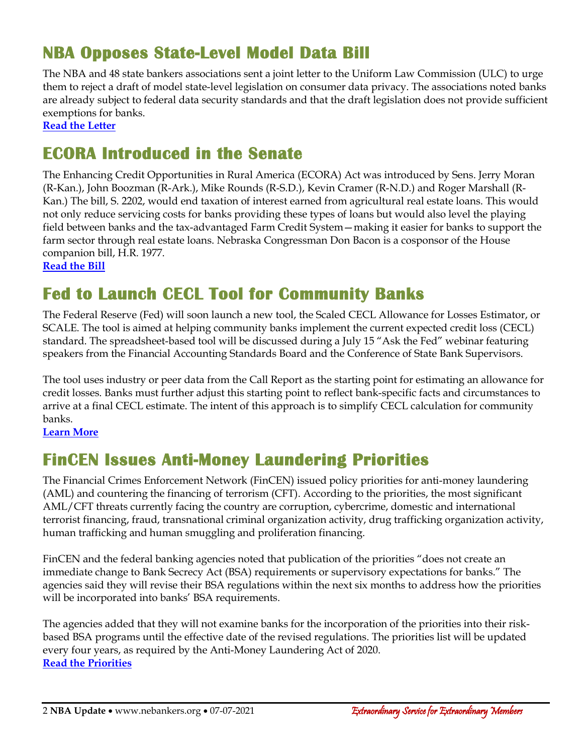## NBA Opposes State-Level Model Data Bill

The NBA and 48 state bankers associations sent a joint letter to the Uniform Law Commission (ULC) to urge them to reject a draft of model state-level legislation on consumer data privacy. The associations noted banks are already subject to federal data security standards and that the draft legislation does not provide sufficient exemptions for banks.

**Read the Letter**

## ECORA Introduced in the Senate

The Enhancing Credit Opportunities in Rural America (ECORA) Act was introduced by Sens. Jerry Moran (R-Kan.), John Boozman (R-Ark.), Mike Rounds (R-S.D.), Kevin Cramer (R-N.D.) and Roger Marshall (R-Kan.) The bill, S. 2202, would end taxation of interest earned from agricultural real estate loans. This would not only reduce servicing costs for banks providing these types of loans but would also level the playing field between banks and the tax-advantaged Farm Credit System—making it easier for banks to support the farm sector through real estate loans. Nebraska Congressman Don Bacon is a cosponsor of the House companion bill, H.R. 1977.

**Read the Bill**

## Fed to Launch CECL Tool for Community Banks

The Federal Reserve (Fed) will soon launch a new tool, the Scaled CECL Allowance for Losses Estimator, or SCALE. The tool is aimed at helping community banks implement the current expected credit loss (CECL) standard. The spreadsheet-based tool will be discussed during a July 15 "Ask the Fed" webinar featuring speakers from the Financial Accounting Standards Board and the Conference of State Bank Supervisors.

The tool uses industry or peer data from the Call Report as the starting point for estimating an allowance for credit losses. Banks must further adjust this starting point to reflect bank-specific facts and circumstances to arrive at a final CECL estimate. The intent of this approach is to simplify CECL calculation for community banks.

**Learn More**

## FinCEN Issues Anti-Money Laundering Priorities

The Financial Crimes Enforcement Network (FinCEN) issued policy priorities for anti-money laundering (AML) and countering the financing of terrorism (CFT). According to the priorities, the most significant AML/CFT threats currently facing the country are corruption, cybercrime, domestic and international terrorist financing, fraud, transnational criminal organization activity, drug trafficking organization activity, human trafficking and human smuggling and proliferation financing.

FinCEN and the federal banking agencies noted that publication of the priorities "does not create an immediate change to Bank Secrecy Act (BSA) requirements or supervisory expectations for banks." The agencies said they will revise their BSA regulations within the next six months to address how the priorities will be incorporated into banks' BSA requirements.

The agencies added that they will not examine banks for the incorporation of the priorities into their risk-based BSA programs until the effective date of the revised regulations. The priorities list will be updated every four years, as required by the Anti-Money Laundering Act of 2020.

**Read the Priorities**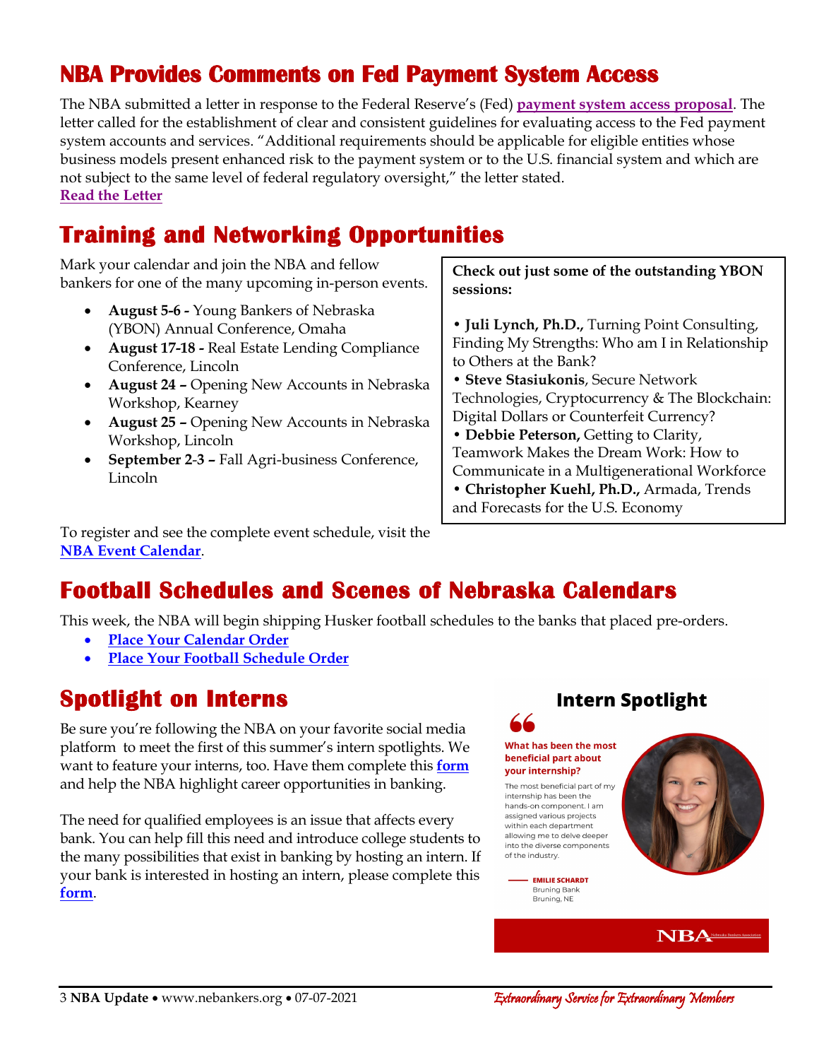## NBA Provides Comments on Fed Payment System Access

The NBA submitted a letter in response to the Federal Reserve's (Fed) **payment system access proposal**. The letter called for the establishment of clear and consistent guidelines for evaluating access to the Fed payment system accounts and services. "Additional requirements should be applicable for eligible entities whose business models present enhanced risk to the payment system or to the U.S. financial system and which are not subject to the same level of federal regulatory oversight," the letter stated.
**Read the Letter**

## Training and Networking Opportunities

Mark your calendar and join the NBA and fellow bankers for one of the many upcoming in-person events.

- **August 5-6 -** Young Bankers of Nebraska (YBON) Annual Conference, Omaha
- **August 17-18 -** Real Estate Lending Compliance Conference, Lincoln
- **August 24 –** Opening New Accounts in Nebraska Workshop, Kearney
- **August 25 –** Opening New Accounts in Nebraska Workshop, Lincoln
- **September 2-3 –** Fall Agri-business Conference, Lincoln

**Check out just some of the outstanding YBON sessions:**

- **Juli Lynch, Ph.D.,** Turning Point Consulting, Finding My Strengths: Who am I in Relationship to Others at the Bank?
- **Steve Stasiukonis**, Secure Network Technologies, Cryptocurrency & The Blockchain: Digital Dollars or Counterfeit Currency?
- **Debbie Peterson,** Getting to Clarity, Teamwork Makes the Dream Work: How to Communicate in a Multigenerational Workforce
- **Christopher Kuehl, Ph.D.,** Armada, Trends and Forecasts for the U.S. Economy

To register and see the complete event schedule, visit the **NBA Event Calendar**.

## Football Schedules and Scenes of Nebraska Calendars

This week, the NBA will begin shipping Husker football schedules to the banks that placed pre-orders.

- **Place Your Calendar Order**
- **Place Your Football Schedule Order**

## Spotlight on Interns

Be sure you're following the NBA on your favorite social media platform to meet the first of this summer's intern spotlights. We want to feature your interns, too. Have them complete this **form** and help the NBA highlight career opportunities in banking.

The need for qualified employees is an issue that affects every bank. You can help fill this need and introduce college students to the many possibilities that exist in banking by hosting an intern. If your bank is interested in hosting an intern, please complete this **form**.

**Intern Spotlight**

**What has been the most beneficial part about your internship?**

The most beneficial part of my internship has been the hands-on component. I am assigned various projects within each department allowing me to delve deeper into the diverse components of the industry.

**EMILIE SCHARDT**
Bruning Bank
Bruning, NE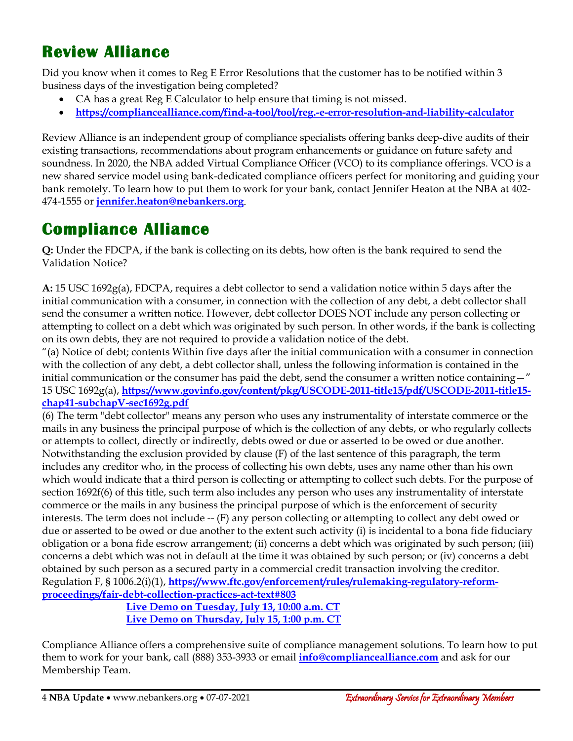## Review Alliance

Did you know when it comes to Reg E Error Resolutions that the customer has to be notified within 3 business days of the investigation being completed?

- CA has a great Reg E Calculator to help ensure that timing is not missed.
- **https://compliancealliance.com/find-a-tool/tool/reg.-e-error-resolution-and-liability-calculator**

Review Alliance is an independent group of compliance specialists offering banks deep-dive audits of their existing transactions, recommendations about program enhancements or guidance on future safety and soundness. In 2020, the NBA added Virtual Compliance Officer (VCO) to its compliance offerings. VCO is a new shared service model using bank-dedicated compliance officers perfect for monitoring and guiding your bank remotely. To learn how to put them to work for your bank, contact Jennifer Heaton at the NBA at 402-474-1555 or **jennifer.heaton@nebankers.org**.

## Compliance Alliance

**Q:** Under the FDCPA, if the bank is collecting on its debts, how often is the bank required to send the Validation Notice?

**A:** 15 USC 1692g(a), FDCPA, requires a debt collector to send a validation notice within 5 days after the initial communication with a consumer, in connection with the collection of any debt, a debt collector shall send the consumer a written notice. However, debt collector DOES NOT include any person collecting or attempting to collect on a debt which was originated by such person. In other words, if the bank is collecting on its own debts, they are not required to provide a validation notice of the debt.
"(a) Notice of debt; contents Within five days after the initial communication with a consumer in connection with the collection of any debt, a debt collector shall, unless the following information is contained in the initial communication or the consumer has paid the debt, send the consumer a written notice containing—" 15 USC 1692g(a), **https://www.govinfo.gov/content/pkg/USCODE-2011-title15/pdf/USCODE-2011-title15-chap41-subchapV-sec1692g.pdf**
(6) The term "debt collector" means any person who uses any instrumentality of interstate commerce or the mails in any business the principal purpose of which is the collection of any debts, or who regularly collects or attempts to collect, directly or indirectly, debts owed or due or asserted to be owed or due another. Notwithstanding the exclusion provided by clause (F) of the last sentence of this paragraph, the term includes any creditor who, in the process of collecting his own debts, uses any name other than his own which would indicate that a third person is collecting or attempting to collect such debts. For the purpose of section 1692f(6) of this title, such term also includes any person who uses any instrumentality of interstate commerce or the mails in any business the principal purpose of which is the enforcement of security interests. The term does not include -- (F) any person collecting or attempting to collect any debt owed or due or asserted to be owed or due another to the extent such activity (i) is incidental to a bona fide fiduciary obligation or a bona fide escrow arrangement; (ii) concerns a debt which was originated by such person; (iii) concerns a debt which was not in default at the time it was obtained by such person; or (iv) concerns a debt obtained by such person as a secured party in a commercial credit transaction involving the creditor. Regulation F, § 1006.2(i)(1), **https://www.ftc.gov/enforcement/rules/rulemaking-regulatory-reform-proceedings/fair-debt-collection-practices-act-text#803**

**Live Demo on Tuesday, July 13, 10:00 a.m. CT**
**Live Demo on Thursday, July 15, 1:00 p.m. CT**

Compliance Alliance offers a comprehensive suite of compliance management solutions. To learn how to put them to work for your bank, call (888) 353-3933 or email **info@compliancealliance.com** and ask for our Membership Team.